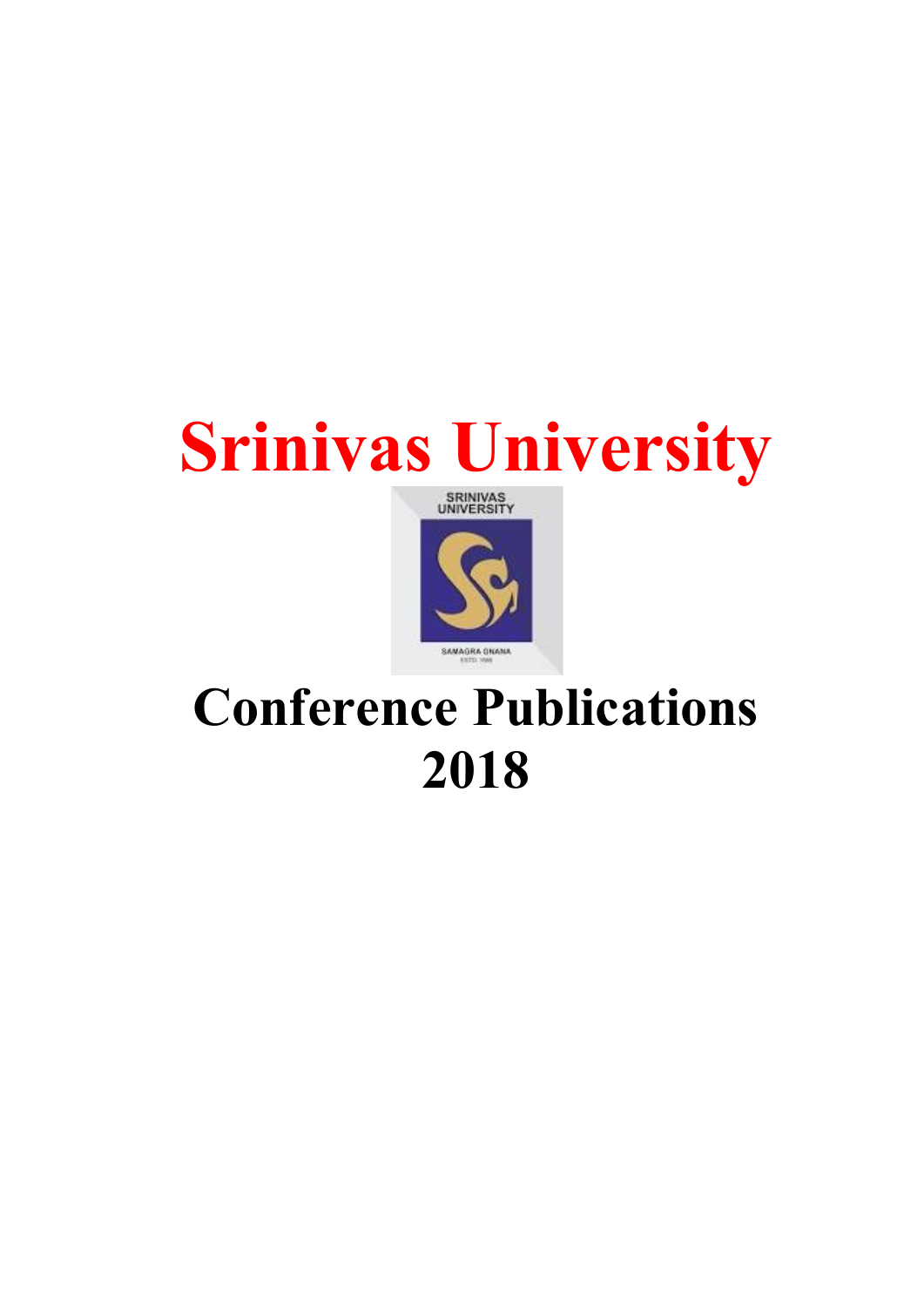# Srinivas University

# Conference Publications 2018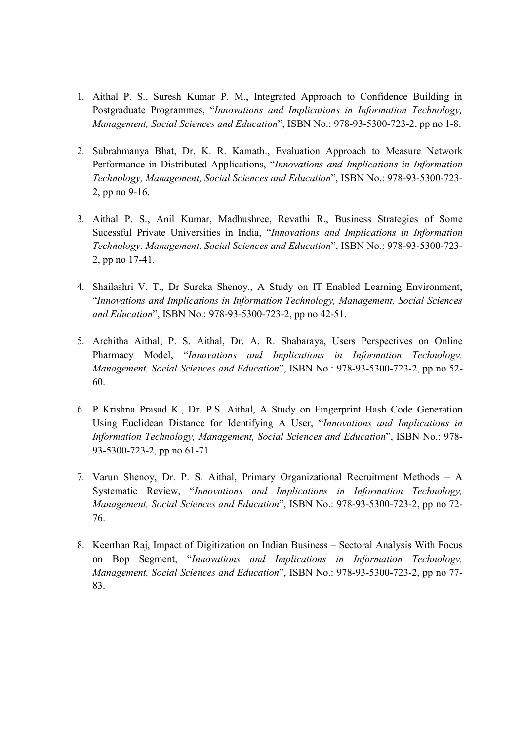1. Aithal P. S., Suresh Kumar P. M., Integrated Approach to Confidence Building in Postgraduate Programmes, "*Innovations and Implications in Information Technology, Management, Social Sciences and Education*", ISBN No.: 978-93-5300-723-2, pp no 1-8.

2. Subrahmanya Bhat, Dr. K. R. Kamath., Evaluation Approach to Measure Network Performance in Distributed Applications, "*Innovations and Implications in Information Technology, Management, Social Sciences and Education*", ISBN No.: 978-93-5300-723-2, pp no 9-16.

3. Aithal P. S., Anil Kumar, Madhushree, Revathi R., Business Strategies of Some Sucessful Private Universities in India, "*Innovations and Implications in Information Technology, Management, Social Sciences and Education*", ISBN No.: 978-93-5300-723-2, pp no 17-41.

4. Shailashri V. T., Dr Sureka Shenoy., A Study on IT Enabled Learning Environment, "*Innovations and Implications in Information Technology, Management, Social Sciences and Education*", ISBN No.: 978-93-5300-723-2, pp no 42-51.

5. Architha Aithal, P. S. Aithal, Dr. A. R. Shabaraya, Users Perspectives on Online Pharmacy Model, "*Innovations and Implications in Information Technology, Management, Social Sciences and Education*", ISBN No.: 978-93-5300-723-2, pp no 52-60.

6. P Krishna Prasad K., Dr. P.S. Aithal, A Study on Fingerprint Hash Code Generation Using Euclidean Distance for Identifying A User, "*Innovations and Implications in Information Technology, Management, Social Sciences and Education*", ISBN No.: 978-93-5300-723-2, pp no 61-71.

7. Varun Shenoy, Dr. P. S. Aithal, Primary Organizational Recruitment Methods – A Systematic Review, "*Innovations and Implications in Information Technology, Management, Social Sciences and Education*", ISBN No.: 978-93-5300-723-2, pp no 72-76.

8. Keerthan Raj, Impact of Digitization on Indian Business – Sectoral Analysis With Focus on Bop Segment, "*Innovations and Implications in Information Technology, Management, Social Sciences and Education*", ISBN No.: 978-93-5300-723-2, pp no 77-83.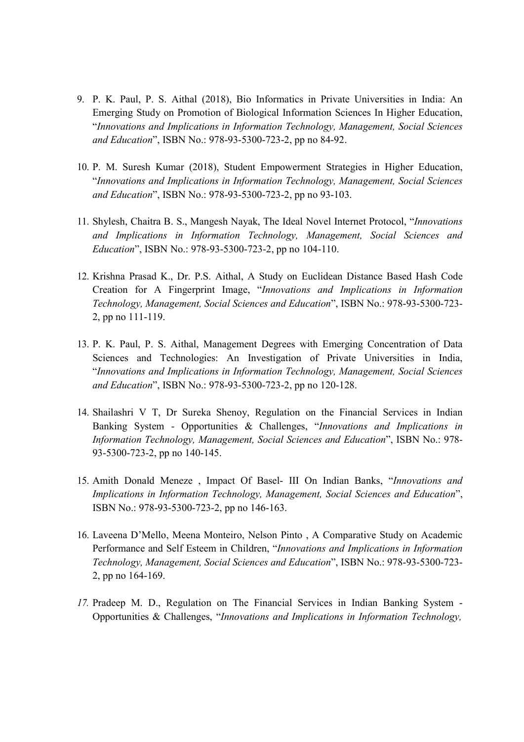9. P. K. Paul, P. S. Aithal (2018), Bio Informatics in Private Universities in India: An Emerging Study on Promotion of Biological Information Sciences In Higher Education, "*Innovations and Implications in Information Technology, Management, Social Sciences and Education*", ISBN No.: 978-93-5300-723-2, pp no 84-92.

10. P. M. Suresh Kumar (2018), Student Empowerment Strategies in Higher Education, "*Innovations and Implications in Information Technology, Management, Social Sciences and Education*", ISBN No.: 978-93-5300-723-2, pp no 93-103.

11. Shylesh, Chaitra B. S., Mangesh Nayak, The Ideal Novel Internet Protocol, "*Innovations and Implications in Information Technology, Management, Social Sciences and Education*", ISBN No.: 978-93-5300-723-2, pp no 104-110.

12. Krishna Prasad K., Dr. P.S. Aithal, A Study on Euclidean Distance Based Hash Code Creation for A Fingerprint Image, "*Innovations and Implications in Information Technology, Management, Social Sciences and Education*", ISBN No.: 978-93-5300-723-2, pp no 111-119.

13. P. K. Paul, P. S. Aithal, Management Degrees with Emerging Concentration of Data Sciences and Technologies: An Investigation of Private Universities in India, "*Innovations and Implications in Information Technology, Management, Social Sciences and Education*", ISBN No.: 978-93-5300-723-2, pp no 120-128.

14. Shailashri V T, Dr Sureka Shenoy, Regulation on the Financial Services in Indian Banking System - Opportunities & Challenges, "*Innovations and Implications in Information Technology, Management, Social Sciences and Education*", ISBN No.: 978-93-5300-723-2, pp no 140-145.

15. Amith Donald Meneze , Impact Of Basel- III On Indian Banks, "*Innovations and Implications in Information Technology, Management, Social Sciences and Education*", ISBN No.: 978-93-5300-723-2, pp no 146-163.

16. Laveena D'Mello, Meena Monteiro, Nelson Pinto , A Comparative Study on Academic Performance and Self Esteem in Children, "*Innovations and Implications in Information Technology, Management, Social Sciences and Education*", ISBN No.: 978-93-5300-723-2, pp no 164-169.

17. Pradeep M. D., Regulation on The Financial Services in Indian Banking System - Opportunities & Challenges, "*Innovations and Implications in Information Technology,*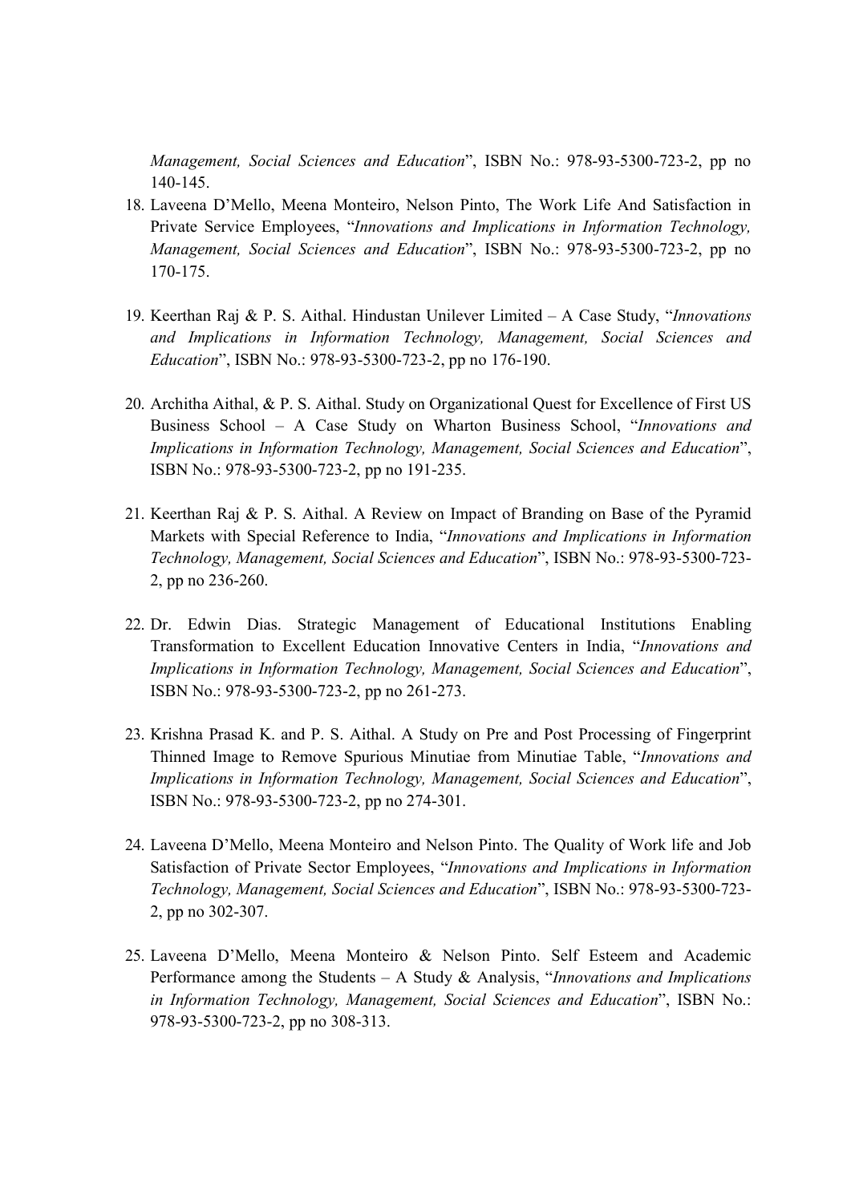*Management, Social Sciences and Education*", ISBN No.: 978-93-5300-723-2, pp no 140-145.

18. Laveena D'Mello, Meena Monteiro, Nelson Pinto, The Work Life And Satisfaction in Private Service Employees, "*Innovations and Implications in Information Technology, Management, Social Sciences and Education*", ISBN No.: 978-93-5300-723-2, pp no 170-175.

19. Keerthan Raj & P. S. Aithal. Hindustan Unilever Limited – A Case Study, "*Innovations and Implications in Information Technology, Management, Social Sciences and Education*", ISBN No.: 978-93-5300-723-2, pp no 176-190.

20. Architha Aithal, & P. S. Aithal. Study on Organizational Quest for Excellence of First US Business School – A Case Study on Wharton Business School, "*Innovations and Implications in Information Technology, Management, Social Sciences and Education*", ISBN No.: 978-93-5300-723-2, pp no 191-235.

21. Keerthan Raj & P. S. Aithal. A Review on Impact of Branding on Base of the Pyramid Markets with Special Reference to India, "*Innovations and Implications in Information Technology, Management, Social Sciences and Education*", ISBN No.: 978-93-5300-723-2, pp no 236-260.

22. Dr. Edwin Dias. Strategic Management of Educational Institutions Enabling Transformation to Excellent Education Innovative Centers in India, "*Innovations and Implications in Information Technology, Management, Social Sciences and Education*", ISBN No.: 978-93-5300-723-2, pp no 261-273.

23. Krishna Prasad K. and P. S. Aithal. A Study on Pre and Post Processing of Fingerprint Thinned Image to Remove Spurious Minutiae from Minutiae Table, "*Innovations and Implications in Information Technology, Management, Social Sciences and Education*", ISBN No.: 978-93-5300-723-2, pp no 274-301.

24. Laveena D'Mello, Meena Monteiro and Nelson Pinto. The Quality of Work life and Job Satisfaction of Private Sector Employees, "*Innovations and Implications in Information Technology, Management, Social Sciences and Education*", ISBN No.: 978-93-5300-723-2, pp no 302-307.

25. Laveena D'Mello, Meena Monteiro & Nelson Pinto. Self Esteem and Academic Performance among the Students – A Study & Analysis, "*Innovations and Implications in Information Technology, Management, Social Sciences and Education*", ISBN No.: 978-93-5300-723-2, pp no 308-313.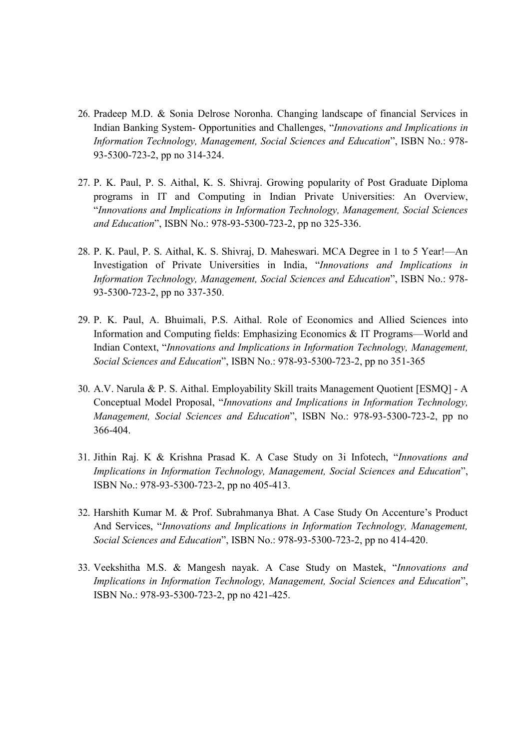26. Pradeep M.D. & Sonia Delrose Noronha. Changing landscape of financial Services in Indian Banking System- Opportunities and Challenges, "*Innovations and Implications in Information Technology, Management, Social Sciences and Education*", ISBN No.: 978-93-5300-723-2, pp no 314-324.

27. P. K. Paul, P. S. Aithal, K. S. Shivraj. Growing popularity of Post Graduate Diploma programs in IT and Computing in Indian Private Universities: An Overview, "*Innovations and Implications in Information Technology, Management, Social Sciences and Education*", ISBN No.: 978-93-5300-723-2, pp no 325-336.

28. P. K. Paul, P. S. Aithal, K. S. Shivraj, D. Maheswari. MCA Degree in 1 to 5 Year!—An Investigation of Private Universities in India, "*Innovations and Implications in Information Technology, Management, Social Sciences and Education*", ISBN No.: 978-93-5300-723-2, pp no 337-350.

29. P. K. Paul, A. Bhuimali, P.S. Aithal. Role of Economics and Allied Sciences into Information and Computing fields: Emphasizing Economics & IT Programs—World and Indian Context, "*Innovations and Implications in Information Technology, Management, Social Sciences and Education*", ISBN No.: 978-93-5300-723-2, pp no 351-365

30. A.V. Narula & P. S. Aithal. Employability Skill traits Management Quotient [ESMQ] - A Conceptual Model Proposal, "*Innovations and Implications in Information Technology, Management, Social Sciences and Education*", ISBN No.: 978-93-5300-723-2, pp no 366-404.

31. Jithin Raj. K & Krishna Prasad K. A Case Study on 3i Infotech, "*Innovations and Implications in Information Technology, Management, Social Sciences and Education*", ISBN No.: 978-93-5300-723-2, pp no 405-413.

32. Harshith Kumar M. & Prof. Subrahmanya Bhat. A Case Study On Accenture's Product And Services, "*Innovations and Implications in Information Technology, Management, Social Sciences and Education*", ISBN No.: 978-93-5300-723-2, pp no 414-420.

33. Veekshitha M.S. & Mangesh nayak. A Case Study on Mastek, "*Innovations and Implications in Information Technology, Management, Social Sciences and Education*", ISBN No.: 978-93-5300-723-2, pp no 421-425.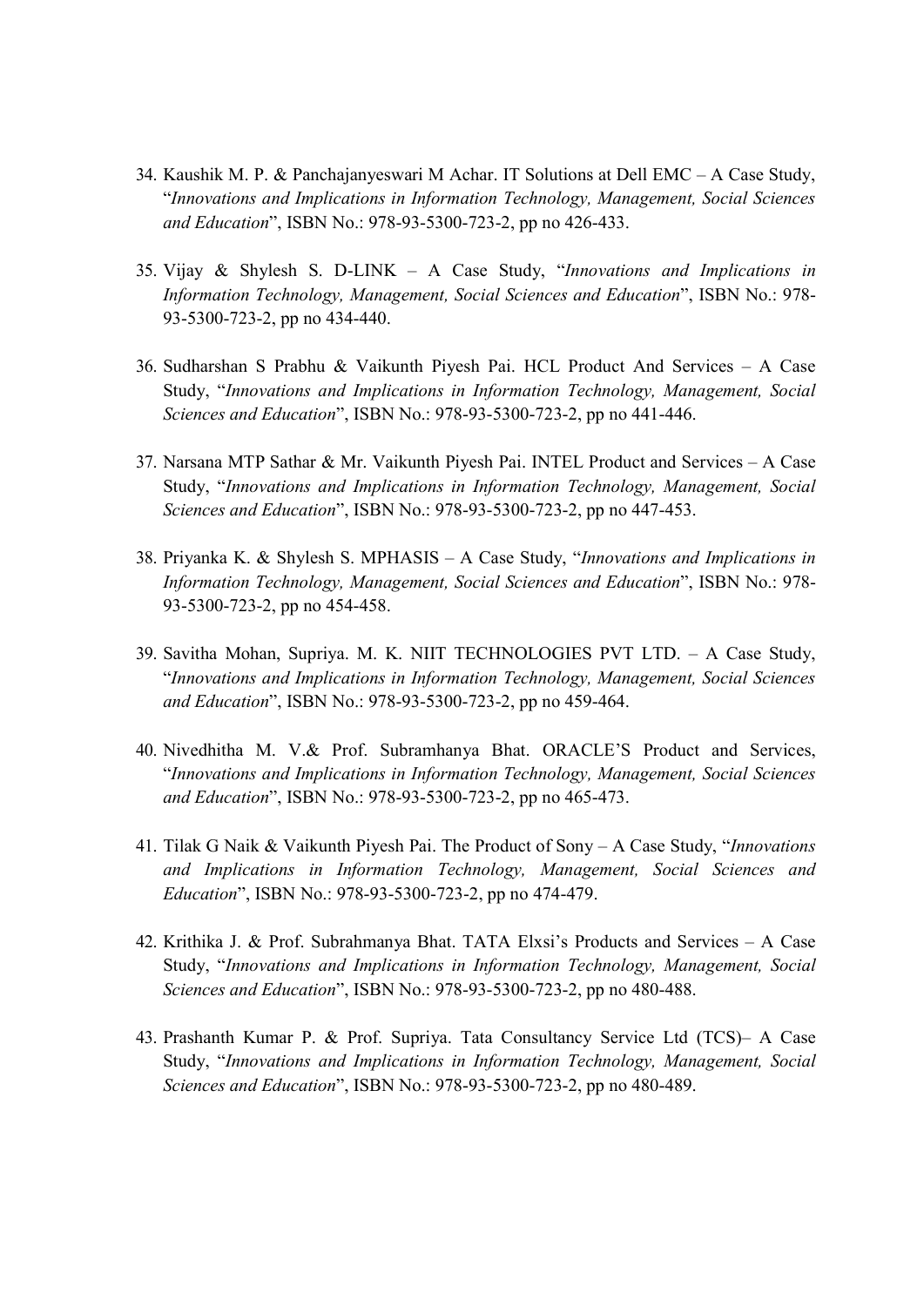34. Kaushik M. P. & Panchajanyeswari M Achar. IT Solutions at Dell EMC – A Case Study, "*Innovations and Implications in Information Technology, Management, Social Sciences and Education*", ISBN No.: 978-93-5300-723-2, pp no 426-433.

35. Vijay & Shylesh S. D-LINK – A Case Study, "*Innovations and Implications in Information Technology, Management, Social Sciences and Education*", ISBN No.: 978-93-5300-723-2, pp no 434-440.

36. Sudharshan S Prabhu & Vaikunth Piyesh Pai. HCL Product And Services – A Case Study, "*Innovations and Implications in Information Technology, Management, Social Sciences and Education*", ISBN No.: 978-93-5300-723-2, pp no 441-446.

37. Narsana MTP Sathar & Mr. Vaikunth Piyesh Pai. INTEL Product and Services – A Case Study, "*Innovations and Implications in Information Technology, Management, Social Sciences and Education*", ISBN No.: 978-93-5300-723-2, pp no 447-453.

38. Priyanka K. & Shylesh S. MPHASIS – A Case Study, "*Innovations and Implications in Information Technology, Management, Social Sciences and Education*", ISBN No.: 978-93-5300-723-2, pp no 454-458.

39. Savitha Mohan, Supriya. M. K. NIIT TECHNOLOGIES PVT LTD. – A Case Study, "*Innovations and Implications in Information Technology, Management, Social Sciences and Education*", ISBN No.: 978-93-5300-723-2, pp no 459-464.

40. Nivedhitha M. V.& Prof. Subramhanya Bhat. ORACLE'S Product and Services, "*Innovations and Implications in Information Technology, Management, Social Sciences and Education*", ISBN No.: 978-93-5300-723-2, pp no 465-473.

41. Tilak G Naik & Vaikunth Piyesh Pai. The Product of Sony – A Case Study, "*Innovations and Implications in Information Technology, Management, Social Sciences and Education*", ISBN No.: 978-93-5300-723-2, pp no 474-479.

42. Krithika J. & Prof. Subrahmanya Bhat. TATA Elxsi's Products and Services – A Case Study, "*Innovations and Implications in Information Technology, Management, Social Sciences and Education*", ISBN No.: 978-93-5300-723-2, pp no 480-488.

43. Prashanth Kumar P. & Prof. Supriya. Tata Consultancy Service Ltd (TCS)– A Case Study, "*Innovations and Implications in Information Technology, Management, Social Sciences and Education*", ISBN No.: 978-93-5300-723-2, pp no 480-489.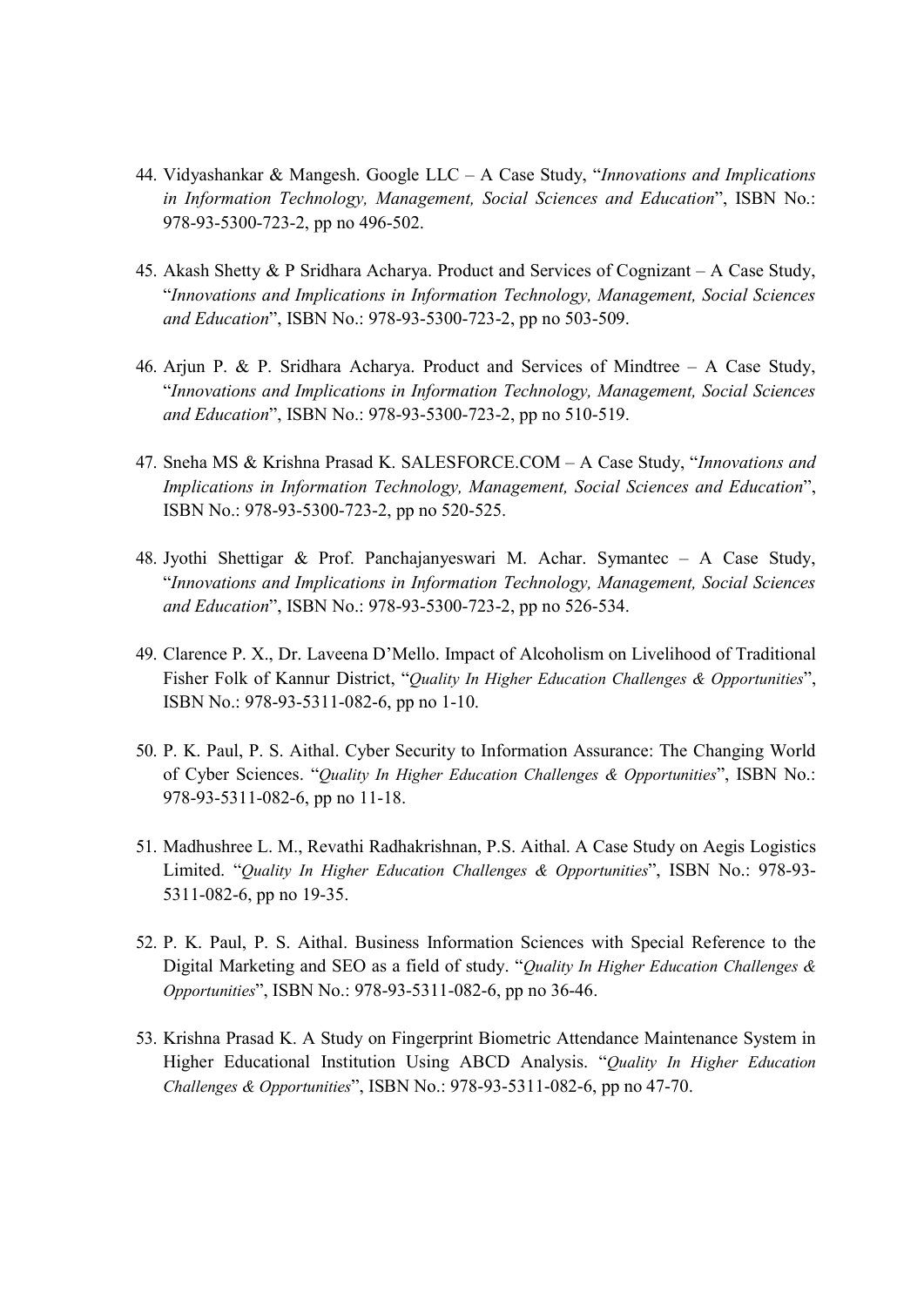44. Vidyashankar & Mangesh. Google LLC – A Case Study, "*Innovations and Implications in Information Technology, Management, Social Sciences and Education*", ISBN No.: 978-93-5300-723-2, pp no 496-502.

45. Akash Shetty & P Sridhara Acharya. Product and Services of Cognizant – A Case Study, "*Innovations and Implications in Information Technology, Management, Social Sciences and Education*", ISBN No.: 978-93-5300-723-2, pp no 503-509.

46. Arjun P. & P. Sridhara Acharya. Product and Services of Mindtree – A Case Study, "*Innovations and Implications in Information Technology, Management, Social Sciences and Education*", ISBN No.: 978-93-5300-723-2, pp no 510-519.

47. Sneha MS & Krishna Prasad K. SALESFORCE.COM – A Case Study, "*Innovations and Implications in Information Technology, Management, Social Sciences and Education*", ISBN No.: 978-93-5300-723-2, pp no 520-525.

48. Jyothi Shettigar & Prof. Panchajanyeswari M. Achar. Symantec – A Case Study, "*Innovations and Implications in Information Technology, Management, Social Sciences and Education*", ISBN No.: 978-93-5300-723-2, pp no 526-534.

49. Clarence P. X., Dr. Laveena D'Mello. Impact of Alcoholism on Livelihood of Traditional Fisher Folk of Kannur District, "*Quality In Higher Education Challenges & Opportunities*", ISBN No.: 978-93-5311-082-6, pp no 1-10.

50. P. K. Paul, P. S. Aithal. Cyber Security to Information Assurance: The Changing World of Cyber Sciences. "*Quality In Higher Education Challenges & Opportunities*", ISBN No.: 978-93-5311-082-6, pp no 11-18.

51. Madhushree L. M., Revathi Radhakrishnan, P.S. Aithal. A Case Study on Aegis Logistics Limited. "*Quality In Higher Education Challenges & Opportunities*", ISBN No.: 978-93-5311-082-6, pp no 19-35.

52. P. K. Paul, P. S. Aithal. Business Information Sciences with Special Reference to the Digital Marketing and SEO as a field of study. "*Quality In Higher Education Challenges & Opportunities*", ISBN No.: 978-93-5311-082-6, pp no 36-46.

53. Krishna Prasad K. A Study on Fingerprint Biometric Attendance Maintenance System in Higher Educational Institution Using ABCD Analysis. "*Quality In Higher Education Challenges & Opportunities*", ISBN No.: 978-93-5311-082-6, pp no 47-70.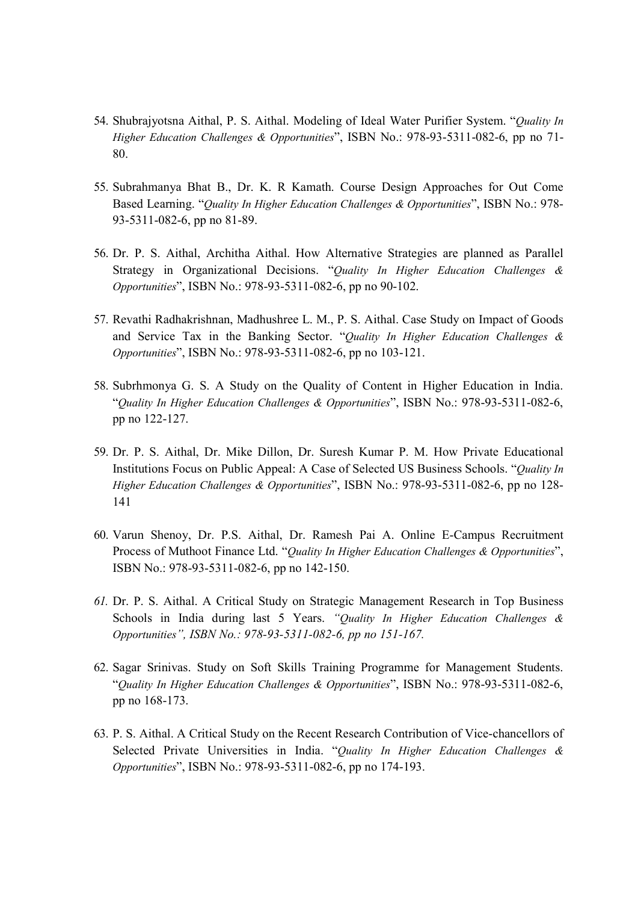54. Shubrajyotsna Aithal, P. S. Aithal. Modeling of Ideal Water Purifier System. "*Quality In Higher Education Challenges & Opportunities*", ISBN No.: 978-93-5311-082-6, pp no 71-80.

55. Subrahmanya Bhat B., Dr. K. R Kamath. Course Design Approaches for Out Come Based Learning. "*Quality In Higher Education Challenges & Opportunities*", ISBN No.: 978-93-5311-082-6, pp no 81-89.

56. Dr. P. S. Aithal, Architha Aithal. How Alternative Strategies are planned as Parallel Strategy in Organizational Decisions. "*Quality In Higher Education Challenges & Opportunities*", ISBN No.: 978-93-5311-082-6, pp no 90-102.

57. Revathi Radhakrishnan, Madhushree L. M., P. S. Aithal. Case Study on Impact of Goods and Service Tax in the Banking Sector. "*Quality In Higher Education Challenges & Opportunities*", ISBN No.: 978-93-5311-082-6, pp no 103-121.

58. Subrhmonya G. S. A Study on the Quality of Content in Higher Education in India. "*Quality In Higher Education Challenges & Opportunities*", ISBN No.: 978-93-5311-082-6, pp no 122-127.

59. Dr. P. S. Aithal, Dr. Mike Dillon, Dr. Suresh Kumar P. M. How Private Educational Institutions Focus on Public Appeal: A Case of Selected US Business Schools. "*Quality In Higher Education Challenges & Opportunities*", ISBN No.: 978-93-5311-082-6, pp no 128-141

60. Varun Shenoy, Dr. P.S. Aithal, Dr. Ramesh Pai A. Online E-Campus Recruitment Process of Muthoot Finance Ltd. "*Quality In Higher Education Challenges & Opportunities*", ISBN No.: 978-93-5311-082-6, pp no 142-150.

61. Dr. P. S. Aithal. A Critical Study on Strategic Management Research in Top Business Schools in India during last 5 Years. *"Quality In Higher Education Challenges & Opportunities", ISBN No.: 978-93-5311-082-6, pp no 151-167.*

62. Sagar Srinivas. Study on Soft Skills Training Programme for Management Students. "*Quality In Higher Education Challenges & Opportunities*", ISBN No.: 978-93-5311-082-6, pp no 168-173.

63. P. S. Aithal. A Critical Study on the Recent Research Contribution of Vice-chancellors of Selected Private Universities in India. "*Quality In Higher Education Challenges & Opportunities*", ISBN No.: 978-93-5311-082-6, pp no 174-193.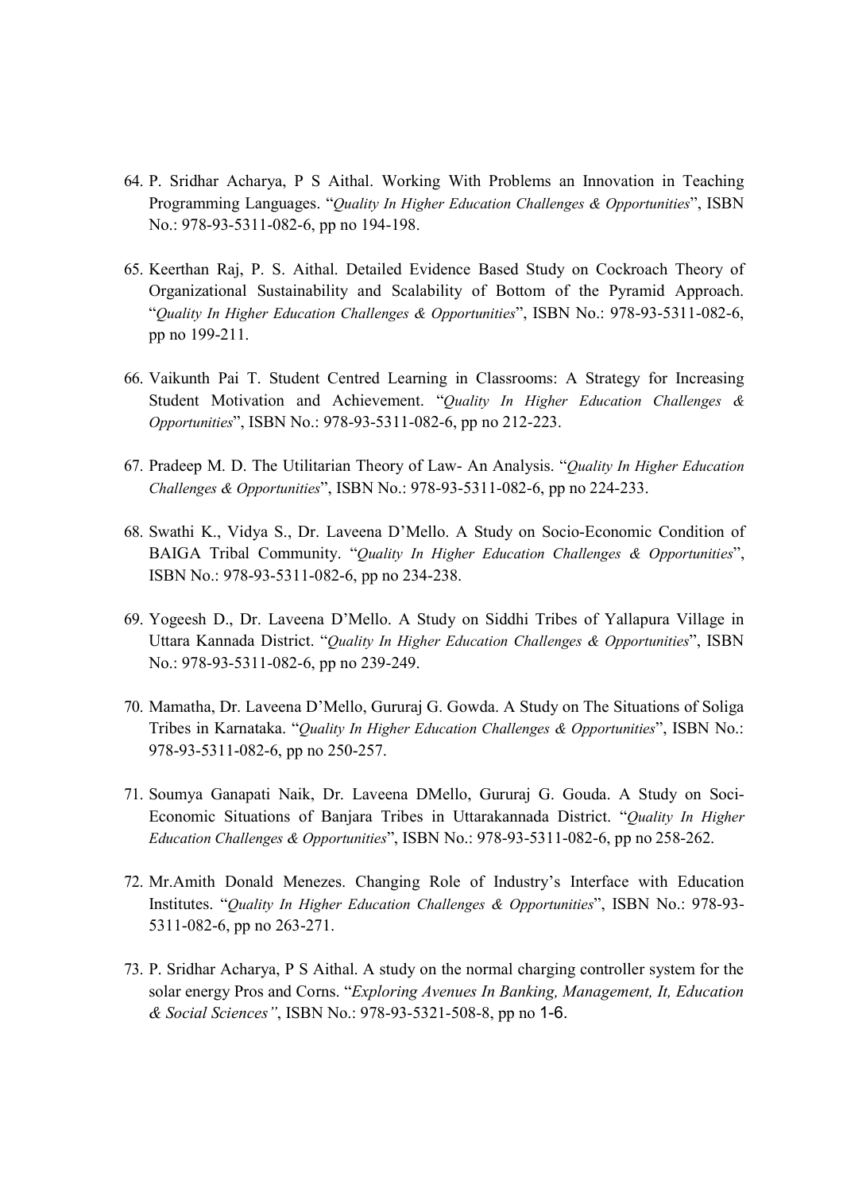64. P. Sridhar Acharya, P S Aithal. Working With Problems an Innovation in Teaching Programming Languages. "*Quality In Higher Education Challenges & Opportunities*", ISBN No.: 978-93-5311-082-6, pp no 194-198.

65. Keerthan Raj, P. S. Aithal. Detailed Evidence Based Study on Cockroach Theory of Organizational Sustainability and Scalability of Bottom of the Pyramid Approach. "*Quality In Higher Education Challenges & Opportunities*", ISBN No.: 978-93-5311-082-6, pp no 199-211.

66. Vaikunth Pai T. Student Centred Learning in Classrooms: A Strategy for Increasing Student Motivation and Achievement. "*Quality In Higher Education Challenges & Opportunities*", ISBN No.: 978-93-5311-082-6, pp no 212-223.

67. Pradeep M. D. The Utilitarian Theory of Law- An Analysis. "*Quality In Higher Education Challenges & Opportunities*", ISBN No.: 978-93-5311-082-6, pp no 224-233.

68. Swathi K., Vidya S., Dr. Laveena D'Mello. A Study on Socio-Economic Condition of BAIGA Tribal Community. "*Quality In Higher Education Challenges & Opportunities*", ISBN No.: 978-93-5311-082-6, pp no 234-238.

69. Yogeesh D., Dr. Laveena D'Mello. A Study on Siddhi Tribes of Yallapura Village in Uttara Kannada District. "*Quality In Higher Education Challenges & Opportunities*", ISBN No.: 978-93-5311-082-6, pp no 239-249.

70. Mamatha, Dr. Laveena D'Mello, Gururaj G. Gowda. A Study on The Situations of Soliga Tribes in Karnataka. "*Quality In Higher Education Challenges & Opportunities*", ISBN No.: 978-93-5311-082-6, pp no 250-257.

71. Soumya Ganapati Naik, Dr. Laveena DMello, Gururaj G. Gouda. A Study on Soci-Economic Situations of Banjara Tribes in Uttarakannada District. "*Quality In Higher Education Challenges & Opportunities*", ISBN No.: 978-93-5311-082-6, pp no 258-262.

72. Mr.Amith Donald Menezes. Changing Role of Industry's Interface with Education Institutes. "*Quality In Higher Education Challenges & Opportunities*", ISBN No.: 978-93-5311-082-6, pp no 263-271.

73. P. Sridhar Acharya, P S Aithal. A study on the normal charging controller system for the solar energy Pros and Corns. "*Exploring Avenues In Banking, Management, It, Education & Social Sciences"*, ISBN No.: 978-93-5321-508-8, pp no 1-6.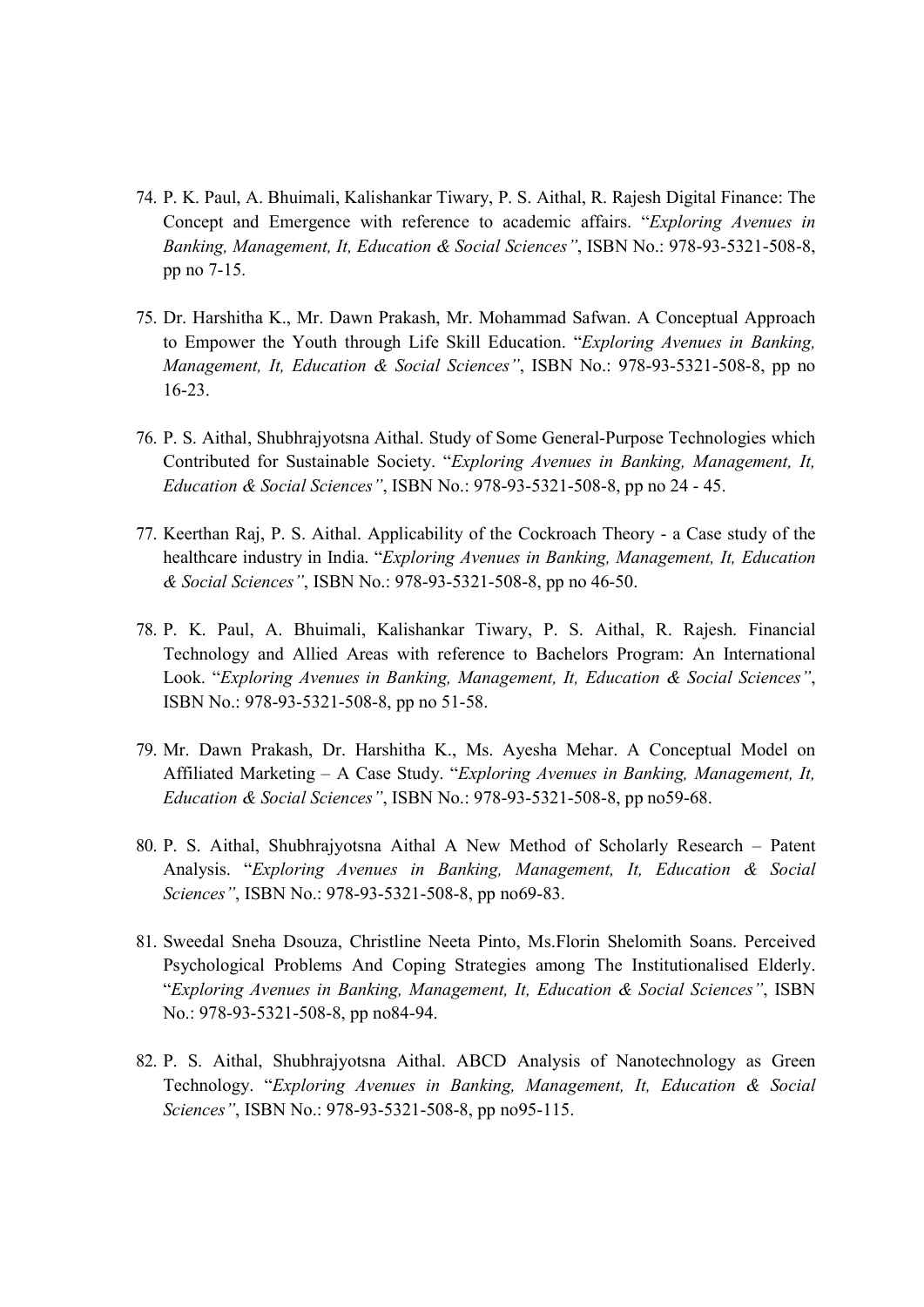74. P. K. Paul, A. Bhuimali, Kalishankar Tiwary, P. S. Aithal, R. Rajesh Digital Finance: The Concept and Emergence with reference to academic affairs. "*Exploring Avenues in Banking, Management, It, Education & Social Sciences"*, ISBN No.: 978-93-5321-508-8, pp no 7-15.

75. Dr. Harshitha K., Mr. Dawn Prakash, Mr. Mohammad Safwan. A Conceptual Approach to Empower the Youth through Life Skill Education. "*Exploring Avenues in Banking, Management, It, Education & Social Sciences"*, ISBN No.: 978-93-5321-508-8, pp no 16-23.

76. P. S. Aithal, Shubhrajyotsna Aithal. Study of Some General-Purpose Technologies which Contributed for Sustainable Society. "*Exploring Avenues in Banking, Management, It, Education & Social Sciences"*, ISBN No.: 978-93-5321-508-8, pp no 24 - 45.

77. Keerthan Raj, P. S. Aithal. Applicability of the Cockroach Theory - a Case study of the healthcare industry in India. "*Exploring Avenues in Banking, Management, It, Education & Social Sciences"*, ISBN No.: 978-93-5321-508-8, pp no 46-50.

78. P. K. Paul, A. Bhuimali, Kalishankar Tiwary, P. S. Aithal, R. Rajesh. Financial Technology and Allied Areas with reference to Bachelors Program: An International Look. "*Exploring Avenues in Banking, Management, It, Education & Social Sciences"*, ISBN No.: 978-93-5321-508-8, pp no 51-58.

79. Mr. Dawn Prakash, Dr. Harshitha K., Ms. Ayesha Mehar. A Conceptual Model on Affiliated Marketing – A Case Study. "*Exploring Avenues in Banking, Management, It, Education & Social Sciences"*, ISBN No.: 978-93-5321-508-8, pp no59-68.

80. P. S. Aithal, Shubhrajyotsna Aithal A New Method of Scholarly Research – Patent Analysis. "*Exploring Avenues in Banking, Management, It, Education & Social Sciences"*, ISBN No.: 978-93-5321-508-8, pp no69-83.

81. Sweedal Sneha Dsouza, Christline Neeta Pinto, Ms.Florin Shelomith Soans. Perceived Psychological Problems And Coping Strategies among The Institutionalised Elderly. "*Exploring Avenues in Banking, Management, It, Education & Social Sciences"*, ISBN No.: 978-93-5321-508-8, pp no84-94.

82. P. S. Aithal, Shubhrajyotsna Aithal. ABCD Analysis of Nanotechnology as Green Technology. "*Exploring Avenues in Banking, Management, It, Education & Social Sciences"*, ISBN No.: 978-93-5321-508-8, pp no95-115.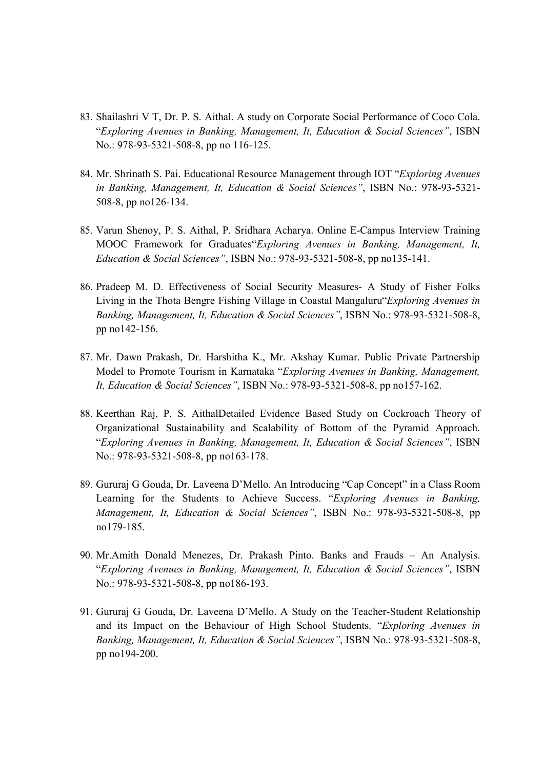83. Shailashri V T, Dr. P. S. Aithal. A study on Corporate Social Performance of Coco Cola. "*Exploring Avenues in Banking, Management, It, Education & Social Sciences"*, ISBN No.: 978-93-5321-508-8, pp no 116-125.

84. Mr. Shrinath S. Pai. Educational Resource Management through IOT "*Exploring Avenues in Banking, Management, It, Education & Social Sciences"*, ISBN No.: 978-93-5321-508-8, pp no126-134.

85. Varun Shenoy, P. S. Aithal, P. Sridhara Acharya. Online E-Campus Interview Training MOOC Framework for Graduates"*Exploring Avenues in Banking, Management, It, Education & Social Sciences"*, ISBN No.: 978-93-5321-508-8, pp no135-141.

86. Pradeep M. D. Effectiveness of Social Security Measures- A Study of Fisher Folks Living in the Thota Bengre Fishing Village in Coastal Mangaluru"*Exploring Avenues in Banking, Management, It, Education & Social Sciences"*, ISBN No.: 978-93-5321-508-8, pp no142-156.

87. Mr. Dawn Prakash, Dr. Harshitha K., Mr. Akshay Kumar. Public Private Partnership Model to Promote Tourism in Karnataka "*Exploring Avenues in Banking, Management, It, Education & Social Sciences"*, ISBN No.: 978-93-5321-508-8, pp no157-162.

88. Keerthan Raj, P. S. AithalDetailed Evidence Based Study on Cockroach Theory of Organizational Sustainability and Scalability of Bottom of the Pyramid Approach. "*Exploring Avenues in Banking, Management, It, Education & Social Sciences"*, ISBN No.: 978-93-5321-508-8, pp no163-178.

89. Gururaj G Gouda, Dr. Laveena D'Mello. An Introducing "Cap Concept" in a Class Room Learning for the Students to Achieve Success. "*Exploring Avenues in Banking, Management, It, Education & Social Sciences"*, ISBN No.: 978-93-5321-508-8, pp no179-185.

90. Mr.Amith Donald Menezes, Dr. Prakash Pinto. Banks and Frauds – An Analysis. "*Exploring Avenues in Banking, Management, It, Education & Social Sciences"*, ISBN No.: 978-93-5321-508-8, pp no186-193.

91. Gururaj G Gouda, Dr. Laveena D'Mello. A Study on the Teacher-Student Relationship and its Impact on the Behaviour of High School Students. "*Exploring Avenues in Banking, Management, It, Education & Social Sciences"*, ISBN No.: 978-93-5321-508-8, pp no194-200.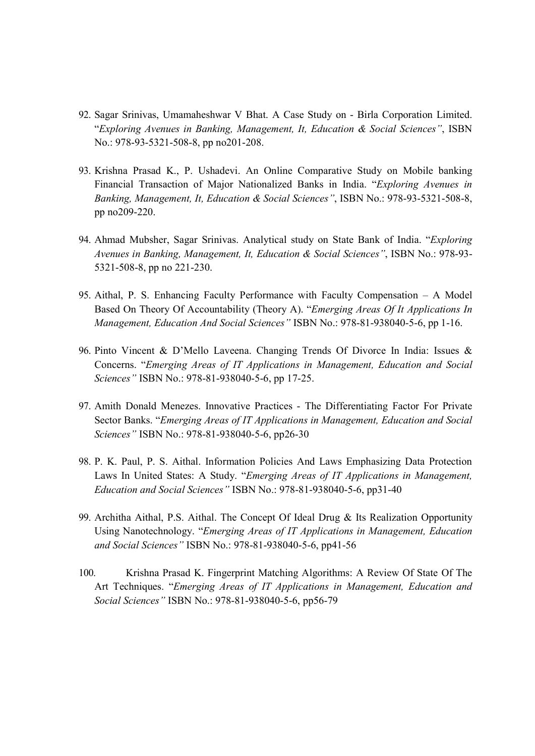92. Sagar Srinivas, Umamaheshwar V Bhat. A Case Study on - Birla Corporation Limited. "*Exploring Avenues in Banking, Management, It, Education & Social Sciences"*, ISBN No.: 978-93-5321-508-8, pp no201-208.

93. Krishna Prasad K., P. Ushadevi. An Online Comparative Study on Mobile banking Financial Transaction of Major Nationalized Banks in India. "*Exploring Avenues in Banking, Management, It, Education & Social Sciences"*, ISBN No.: 978-93-5321-508-8, pp no209-220.

94. Ahmad Mubsher, Sagar Srinivas. Analytical study on State Bank of India. "*Exploring Avenues in Banking, Management, It, Education & Social Sciences"*, ISBN No.: 978-93-5321-508-8, pp no 221-230.

95. Aithal, P. S. Enhancing Faculty Performance with Faculty Compensation – A Model Based On Theory Of Accountability (Theory A). "*Emerging Areas Of It Applications In Management, Education And Social Sciences"* ISBN No.: 978-81-938040-5-6, pp 1-16.

96. Pinto Vincent & D'Mello Laveena. Changing Trends Of Divorce In India: Issues & Concerns. "*Emerging Areas of IT Applications in Management, Education and Social Sciences"* ISBN No.: 978-81-938040-5-6, pp 17-25.

97. Amith Donald Menezes. Innovative Practices - The Differentiating Factor For Private Sector Banks. "*Emerging Areas of IT Applications in Management, Education and Social Sciences"* ISBN No.: 978-81-938040-5-6, pp26-30

98. P. K. Paul, P. S. Aithal. Information Policies And Laws Emphasizing Data Protection Laws In United States: A Study. "*Emerging Areas of IT Applications in Management, Education and Social Sciences"* ISBN No.: 978-81-938040-5-6, pp31-40

99. Architha Aithal, P.S. Aithal. The Concept Of Ideal Drug & Its Realization Opportunity Using Nanotechnology. "*Emerging Areas of IT Applications in Management, Education and Social Sciences"* ISBN No.: 978-81-938040-5-6, pp41-56

100. Krishna Prasad K. Fingerprint Matching Algorithms: A Review Of State Of The Art Techniques. "*Emerging Areas of IT Applications in Management, Education and Social Sciences"* ISBN No.: 978-81-938040-5-6, pp56-79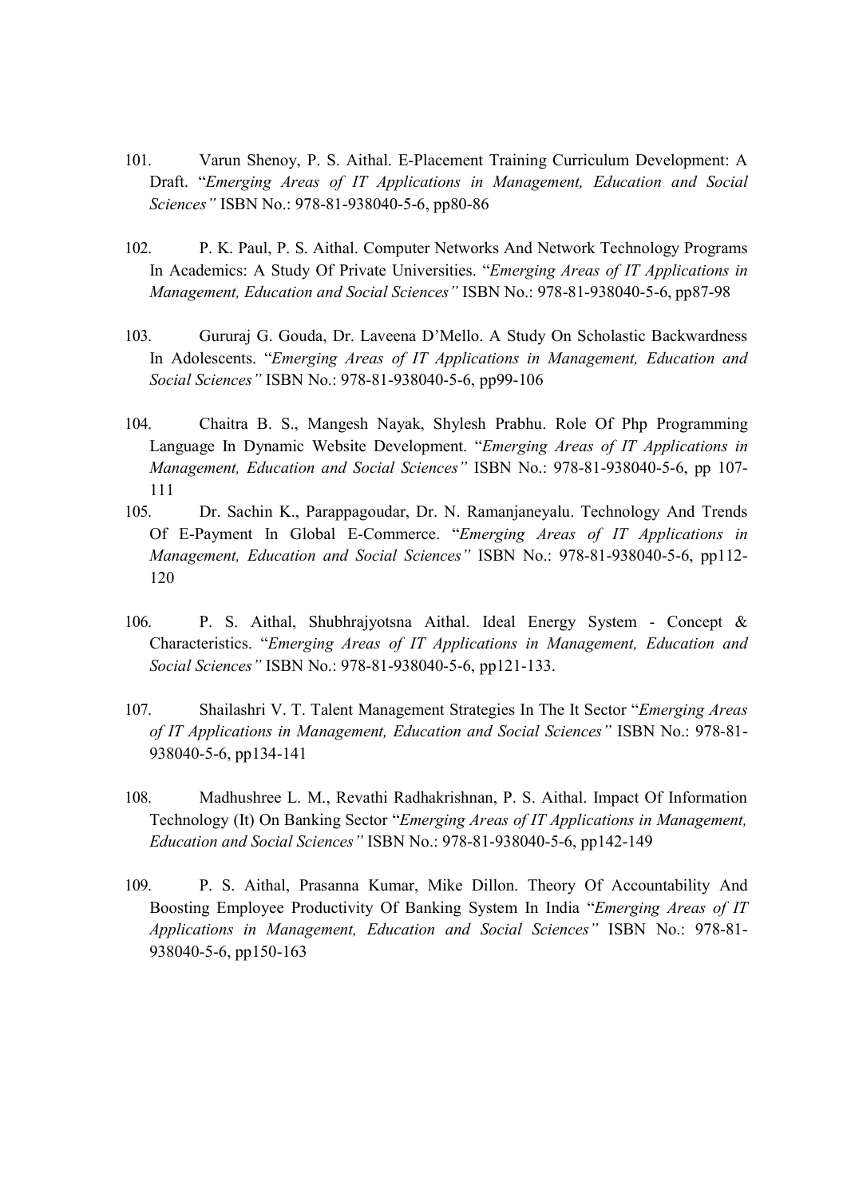101. Varun Shenoy, P. S. Aithal. E-Placement Training Curriculum Development: A Draft. "*Emerging Areas of IT Applications in Management, Education and Social Sciences"* ISBN No.: 978-81-938040-5-6, pp80-86

102. P. K. Paul, P. S. Aithal. Computer Networks And Network Technology Programs In Academics: A Study Of Private Universities. "*Emerging Areas of IT Applications in Management, Education and Social Sciences"* ISBN No.: 978-81-938040-5-6, pp87-98

103. Gururaj G. Gouda, Dr. Laveena D'Mello. A Study On Scholastic Backwardness In Adolescents. "*Emerging Areas of IT Applications in Management, Education and Social Sciences"* ISBN No.: 978-81-938040-5-6, pp99-106

104. Chaitra B. S., Mangesh Nayak, Shylesh Prabhu. Role Of Php Programming Language In Dynamic Website Development. "*Emerging Areas of IT Applications in Management, Education and Social Sciences"* ISBN No.: 978-81-938040-5-6, pp 107-111

105. Dr. Sachin K., Parappagoudar, Dr. N. Ramanjaneyalu. Technology And Trends Of E-Payment In Global E-Commerce. "*Emerging Areas of IT Applications in Management, Education and Social Sciences"* ISBN No.: 978-81-938040-5-6, pp112-120

106. P. S. Aithal, Shubhrajyotsna Aithal. Ideal Energy System - Concept & Characteristics. "*Emerging Areas of IT Applications in Management, Education and Social Sciences"* ISBN No.: 978-81-938040-5-6, pp121-133.

107. Shailashri V. T. Talent Management Strategies In The It Sector "*Emerging Areas of IT Applications in Management, Education and Social Sciences"* ISBN No.: 978-81-938040-5-6, pp134-141

108. Madhushree L. M., Revathi Radhakrishnan, P. S. Aithal. Impact Of Information Technology (It) On Banking Sector "*Emerging Areas of IT Applications in Management, Education and Social Sciences"* ISBN No.: 978-81-938040-5-6, pp142-149

109. P. S. Aithal, Prasanna Kumar, Mike Dillon. Theory Of Accountability And Boosting Employee Productivity Of Banking System In India "*Emerging Areas of IT Applications in Management, Education and Social Sciences"* ISBN No.: 978-81-938040-5-6, pp150-163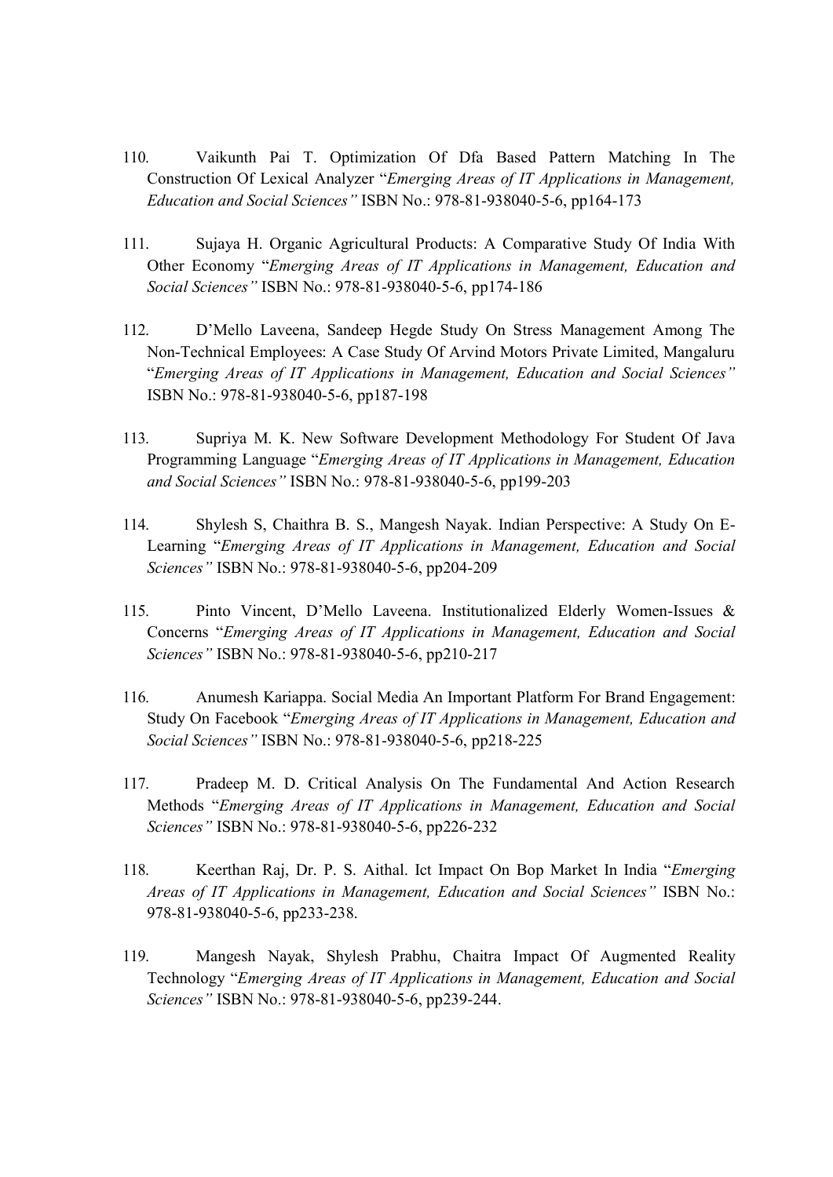110. Vaikunth Pai T. Optimization Of Dfa Based Pattern Matching In The Construction Of Lexical Analyzer "*Emerging Areas of IT Applications in Management, Education and Social Sciences"* ISBN No.: 978-81-938040-5-6, pp164-173

111. Sujaya H. Organic Agricultural Products: A Comparative Study Of India With Other Economy "*Emerging Areas of IT Applications in Management, Education and Social Sciences"* ISBN No.: 978-81-938040-5-6, pp174-186

112. D'Mello Laveena, Sandeep Hegde Study On Stress Management Among The Non-Technical Employees: A Case Study Of Arvind Motors Private Limited, Mangaluru "*Emerging Areas of IT Applications in Management, Education and Social Sciences"* ISBN No.: 978-81-938040-5-6, pp187-198

113. Supriya M. K. New Software Development Methodology For Student Of Java Programming Language "*Emerging Areas of IT Applications in Management, Education and Social Sciences"* ISBN No.: 978-81-938040-5-6, pp199-203

114. Shylesh S, Chaithra B. S., Mangesh Nayak. Indian Perspective: A Study On E-Learning "*Emerging Areas of IT Applications in Management, Education and Social Sciences"* ISBN No.: 978-81-938040-5-6, pp204-209

115. Pinto Vincent, D'Mello Laveena. Institutionalized Elderly Women-Issues & Concerns "*Emerging Areas of IT Applications in Management, Education and Social Sciences"* ISBN No.: 978-81-938040-5-6, pp210-217

116. Anumesh Kariappa. Social Media An Important Platform For Brand Engagement: Study On Facebook "*Emerging Areas of IT Applications in Management, Education and Social Sciences"* ISBN No.: 978-81-938040-5-6, pp218-225

117. Pradeep M. D. Critical Analysis On The Fundamental And Action Research Methods "*Emerging Areas of IT Applications in Management, Education and Social Sciences"* ISBN No.: 978-81-938040-5-6, pp226-232

118. Keerthan Raj, Dr. P. S. Aithal. Ict Impact On Bop Market In India "*Emerging Areas of IT Applications in Management, Education and Social Sciences"* ISBN No.: 978-81-938040-5-6, pp233-238.

119. Mangesh Nayak, Shylesh Prabhu, Chaitra Impact Of Augmented Reality Technology "*Emerging Areas of IT Applications in Management, Education and Social Sciences"* ISBN No.: 978-81-938040-5-6, pp239-244.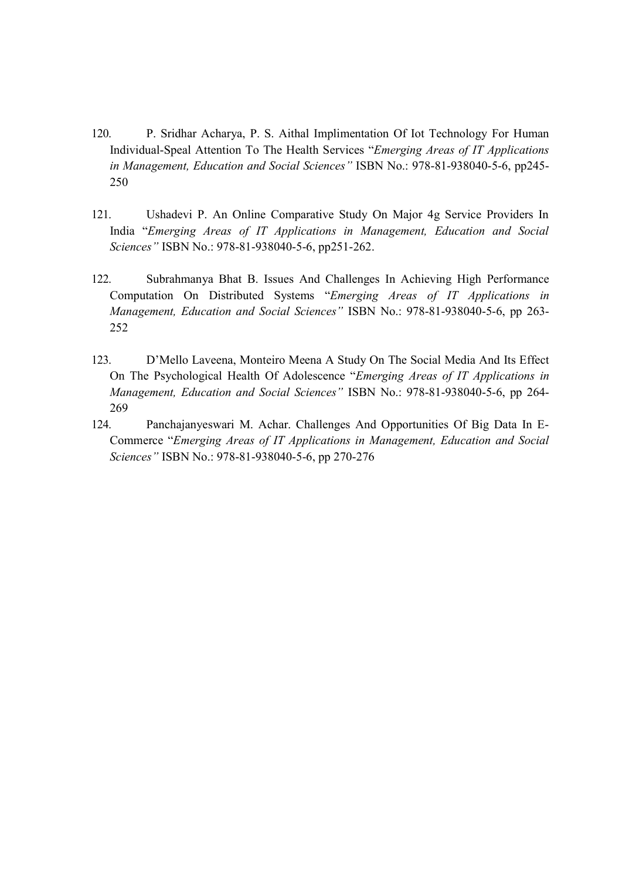120. P. Sridhar Acharya, P. S. Aithal Implimentation Of Iot Technology For Human Individual-Speal Attention To The Health Services "*Emerging Areas of IT Applications in Management, Education and Social Sciences"* ISBN No.: 978-81-938040-5-6, pp245-250

121. Ushadevi P. An Online Comparative Study On Major 4g Service Providers In India "*Emerging Areas of IT Applications in Management, Education and Social Sciences"* ISBN No.: 978-81-938040-5-6, pp251-262.

122. Subrahmanya Bhat B. Issues And Challenges In Achieving High Performance Computation On Distributed Systems "*Emerging Areas of IT Applications in Management, Education and Social Sciences"* ISBN No.: 978-81-938040-5-6, pp 263-252

123. D'Mello Laveena, Monteiro Meena A Study On The Social Media And Its Effect On The Psychological Health Of Adolescence "*Emerging Areas of IT Applications in Management, Education and Social Sciences"* ISBN No.: 978-81-938040-5-6, pp 264-269

124. Panchajanyeswari M. Achar. Challenges And Opportunities Of Big Data In E-Commerce "*Emerging Areas of IT Applications in Management, Education and Social Sciences"* ISBN No.: 978-81-938040-5-6, pp 270-276